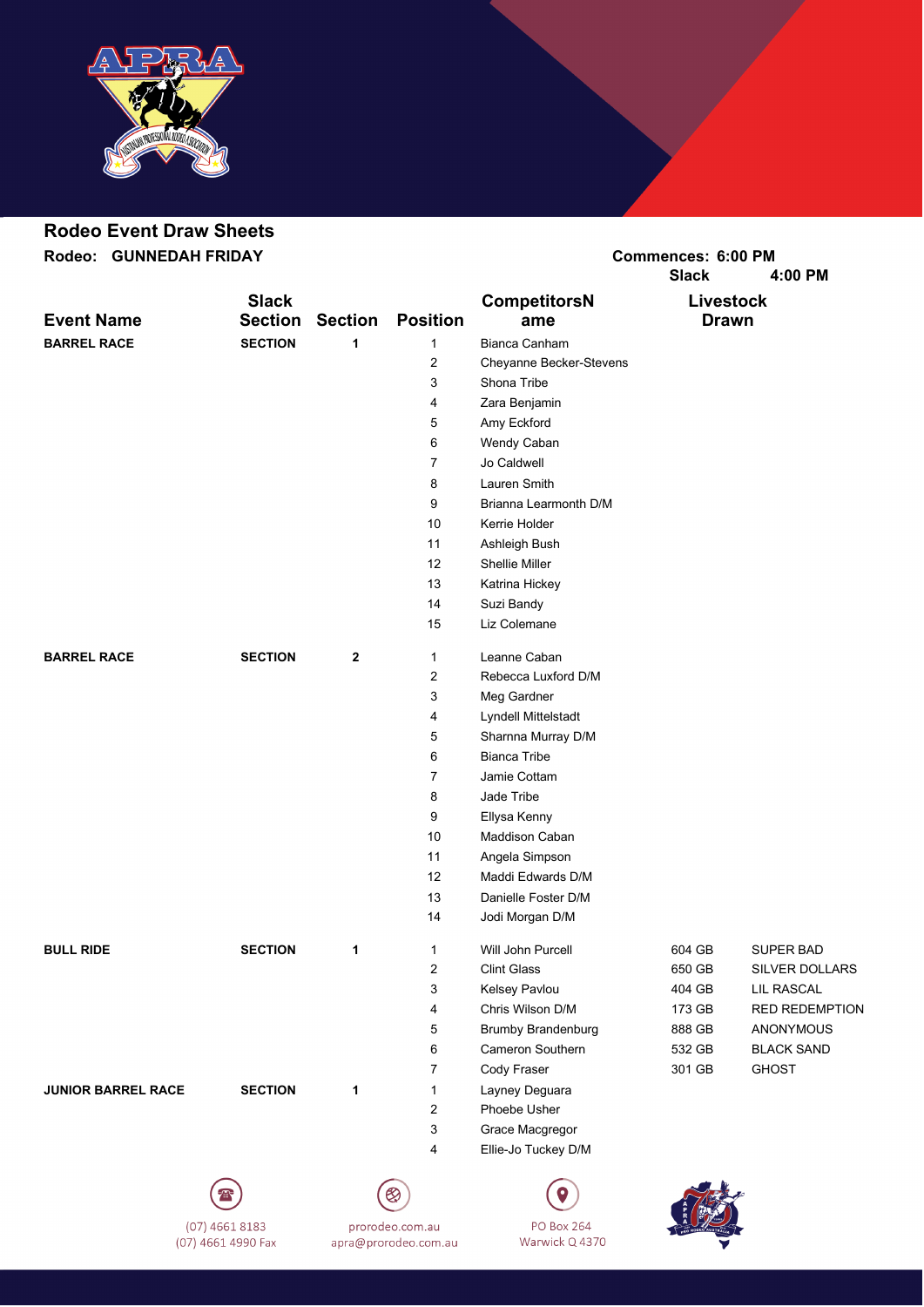## Rodeo Event Draw Sheets

**Rodeo: GUNNEDAH FRIDAY**

**Commences: 6:00 PM**
**Slack 4:00 PM**

| Event Name | Slack Section | Section | Position | CompetitorsName | Livestock Drawn | |
|---|---|---|---|---|---|---|
| **BARREL RACE** | **SECTION** | **1** | 1 | Bianca Canham | | |
| | | | 2 | Cheyanne Becker-Stevens | | |
| | | | 3 | Shona Tribe | | |
| | | | 4 | Zara Benjamin | | |
| | | | 5 | Amy Eckford | | |
| | | | 6 | Wendy Caban | | |
| | | | 7 | Jo Caldwell | | |
| | | | 8 | Lauren Smith | | |
| | | | 9 | Brianna Learmonth D/M | | |
| | | | 10 | Kerrie Holder | | |
| | | | 11 | Ashleigh Bush | | |
| | | | 12 | Shellie Miller | | |
| | | | 13 | Katrina Hickey | | |
| | | | 14 | Suzi Bandy | | |
| | | | 15 | Liz Colemane | | |
| **BARREL RACE** | **SECTION** | **2** | 1 | Leanne Caban | | |
| | | | 2 | Rebecca Luxford D/M | | |
| | | | 3 | Meg Gardner | | |
| | | | 4 | Lyndell Mittelstadt | | |
| | | | 5 | Sharnna Murray D/M | | |
| | | | 6 | Bianca Tribe | | |
| | | | 7 | Jamie Cottam | | |
| | | | 8 | Jade Tribe | | |
| | | | 9 | Ellysa Kenny | | |
| | | | 10 | Maddison Caban | | |
| | | | 11 | Angela Simpson | | |
| | | | 12 | Maddi Edwards D/M | | |
| | | | 13 | Danielle Foster D/M | | |
| | | | 14 | Jodi Morgan D/M | | |
| **BULL RIDE** | **SECTION** | **1** | 1 | Will John Purcell | 604 GB | SUPER BAD |
| | | | 2 | Clint Glass | 650 GB | SILVER DOLLARS |
| | | | 3 | Kelsey Pavlou | 404 GB | LIL RASCAL |
| | | | 4 | Chris Wilson D/M | 173 GB | RED REDEMPTION |
| | | | 5 | Brumby Brandenburg | 888 GB | ANONYMOUS |
| | | | 6 | Cameron Southern | 532 GB | BLACK SAND |
| | | | 7 | Cody Fraser | 301 GB | GHOST |
| **JUNIOR BARREL RACE** | **SECTION** | **1** | 1 | Layney Deguara | | |
| | | | 2 | Phoebe Usher | | |
| | | | 3 | Grace Macgregor | | |
| | | | 4 | Ellie-Jo Tuckey D/M | | |

(07) 4661 8183
(07) 4661 4990 Fax

prorodeo.com.au
apra@prorodeo.com.au

PO Box 264
Warwick Q 4370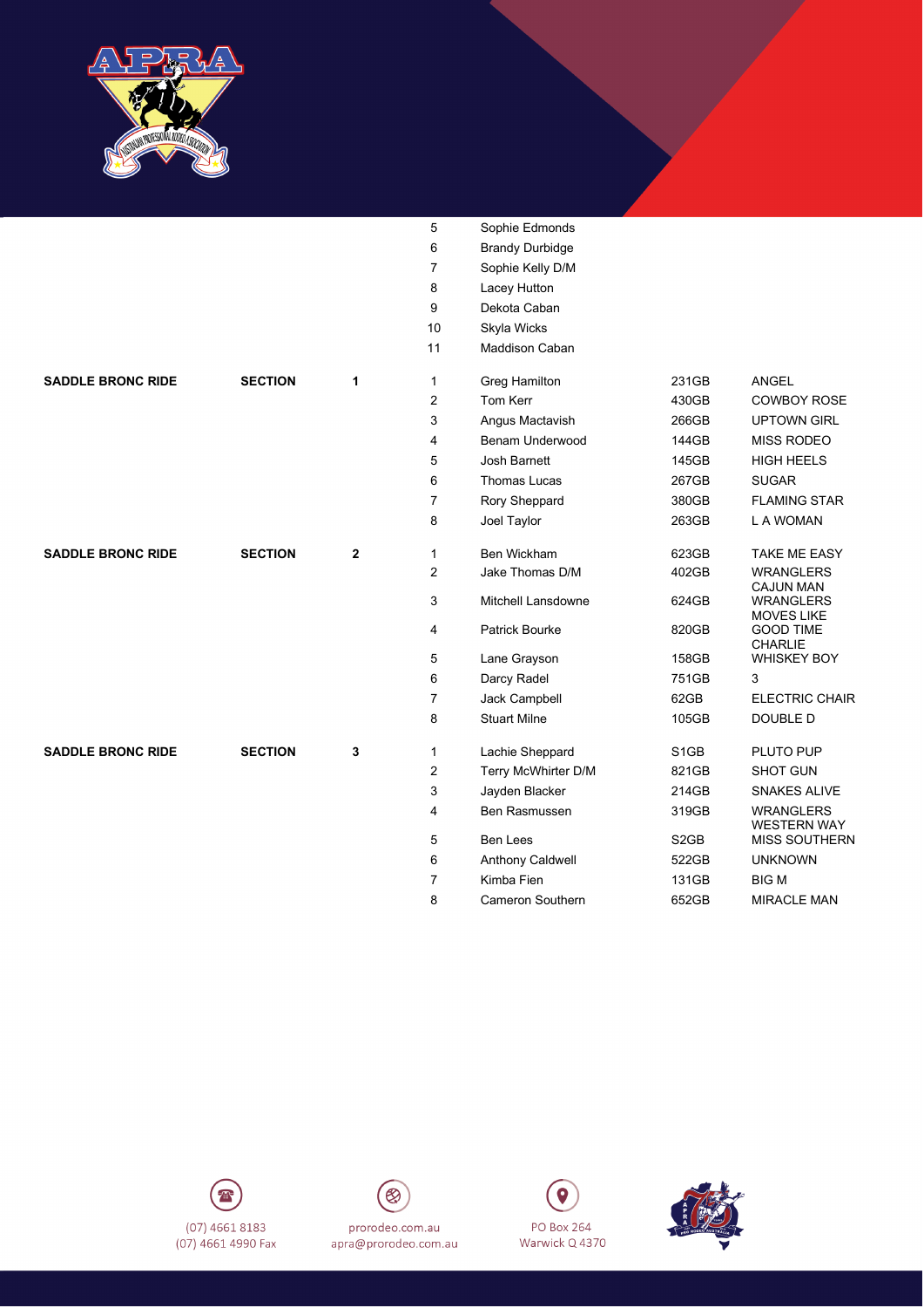| | | | | | | |
|---|---|---|---|---|---|---|
| | | | 5 | Sophie Edmonds | | |
| | | | 6 | Brandy Durbidge | | |
| | | | 7 | Sophie Kelly D/M | | |
| | | | 8 | Lacey Hutton | | |
| | | | 9 | Dekota Caban | | |
| | | | 10 | Skyla Wicks | | |
| | | | 11 | Maddison Caban | | |
| **SADDLE BRONC RIDE** | **SECTION** | **1** | 1 | Greg Hamilton | 231GB | ANGEL |
| | | | 2 | Tom Kerr | 430GB | COWBOY ROSE |
| | | | 3 | Angus Mactavish | 266GB | UPTOWN GIRL |
| | | | 4 | Benam Underwood | 144GB | MISS RODEO |
| | | | 5 | Josh Barnett | 145GB | HIGH HEELS |
| | | | 6 | Thomas Lucas | 267GB | SUGAR |
| | | | 7 | Rory Sheppard | 380GB | FLAMING STAR |
| | | | 8 | Joel Taylor | 263GB | L A WOMAN |
| **SADDLE BRONC RIDE** | **SECTION** | **2** | 1 | Ben Wickham | 623GB | TAKE ME EASY |
| | | | 2 | Jake Thomas D/M | 402GB | WRANGLERS CAJUN MAN |
| | | | 3 | Mitchell Lansdowne | 624GB | WRANGLERS MOVES LIKE |
| | | | 4 | Patrick Bourke | 820GB | GOOD TIME CHARLIE |
| | | | 5 | Lane Grayson | 158GB | WHISKEY BOY |
| | | | 6 | Darcy Radel | 751GB | 3 |
| | | | 7 | Jack Campbell | 62GB | ELECTRIC CHAIR |
| | | | 8 | Stuart Milne | 105GB | DOUBLE D |
| **SADDLE BRONC RIDE** | **SECTION** | **3** | 1 | Lachie Sheppard | S1GB | PLUTO PUP |
| | | | 2 | Terry McWhirter D/M | 821GB | SHOT GUN |
| | | | 3 | Jayden Blacker | 214GB | SNAKES ALIVE |
| | | | 4 | Ben Rasmussen | 319GB | WRANGLERS WESTERN WAY |
| | | | 5 | Ben Lees | S2GB | MISS SOUTHERN |
| | | | 6 | Anthony Caldwell | 522GB | UNKNOWN |
| | | | 7 | Kimba Fien | 131GB | BIG M |
| | | | 8 | Cameron Southern | 652GB | MIRACLE MAN |

(07) 4661 8183
(07) 4661 4990 Fax

prorodeo.com.au
apra@prorodeo.com.au

PO Box 264
Warwick Q 4370